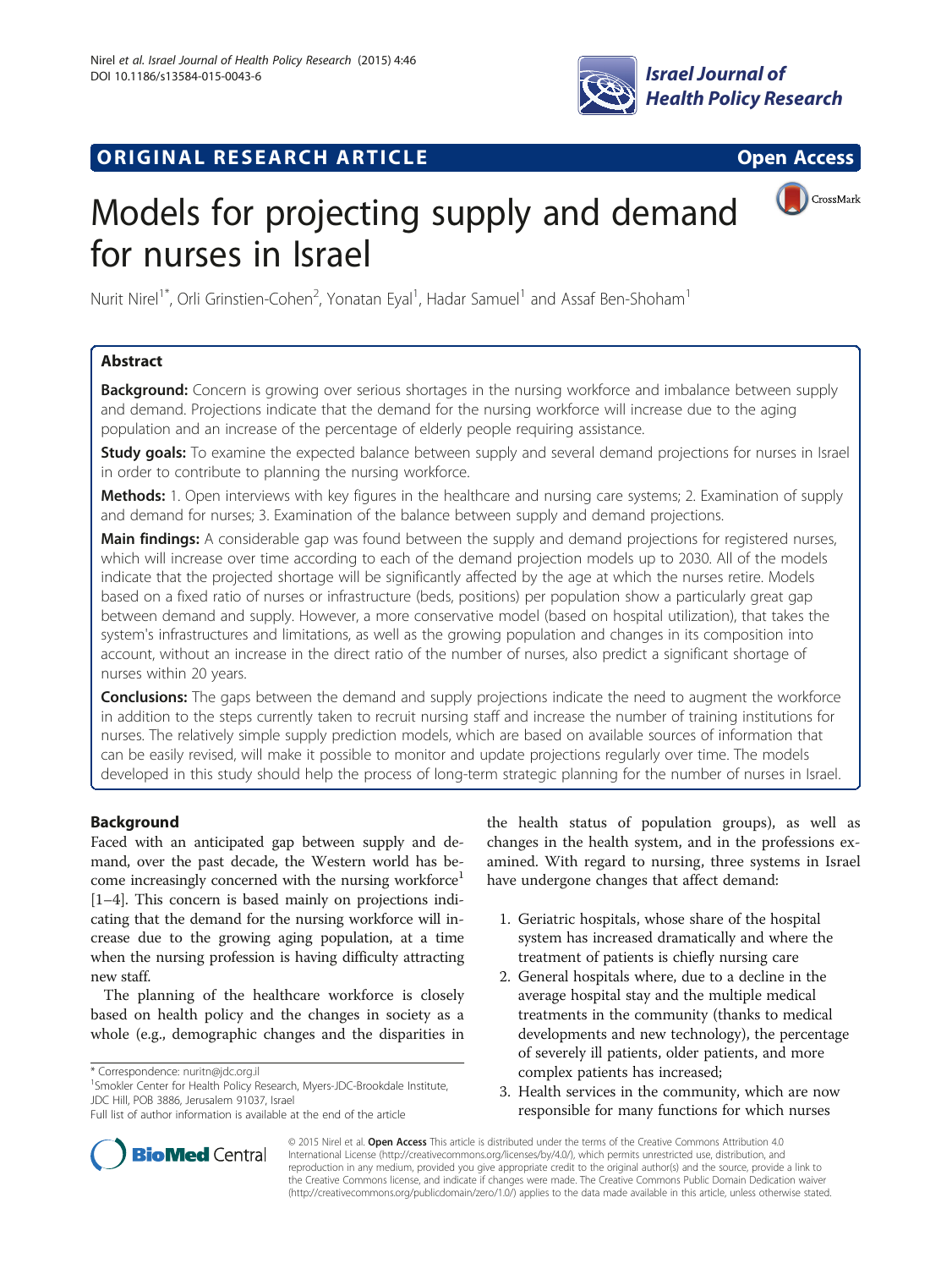ORIGINAL RESEARCH ARTICLE

Open Access

# Models for projecting supply and demand for nurses in Israel

Nurit Nirel[1*], Orli Grinstien-Cohen[2], Yonatan Eyal[1], Hadar Samuel[1] and Assaf Ben-Shoham[1]

## Abstract

**Background:** Concern is growing over serious shortages in the nursing workforce and imbalance between supply and demand. Projections indicate that the demand for the nursing workforce will increase due to the aging population and an increase of the percentage of elderly people requiring assistance.

**Study goals:** To examine the expected balance between supply and several demand projections for nurses in Israel in order to contribute to planning the nursing workforce.

**Methods:** 1. Open interviews with key figures in the healthcare and nursing care systems; 2. Examination of supply and demand for nurses; 3. Examination of the balance between supply and demand projections.

**Main findings:** A considerable gap was found between the supply and demand projections for registered nurses, which will increase over time according to each of the demand projection models up to 2030. All of the models indicate that the projected shortage will be significantly affected by the age at which the nurses retire. Models based on a fixed ratio of nurses or infrastructure (beds, positions) per population show a particularly great gap between demand and supply. However, a more conservative model (based on hospital utilization), that takes the system's infrastructures and limitations, as well as the growing population and changes in its composition into account, without an increase in the direct ratio of the number of nurses, also predict a significant shortage of nurses within 20 years.

**Conclusions:** The gaps between the demand and supply projections indicate the need to augment the workforce in addition to the steps currently taken to recruit nursing staff and increase the number of training institutions for nurses. The relatively simple supply prediction models, which are based on available sources of information that can be easily revised, will make it possible to monitor and update projections regularly over time. The models developed in this study should help the process of long-term strategic planning for the number of nurses in Israel.

## Background

Faced with an anticipated gap between supply and demand, over the past decade, the Western world has become increasingly concerned with the nursing workforce[1] [1–4]. This concern is based mainly on projections indicating that the demand for the nursing workforce will increase due to the growing aging population, at a time when the nursing profession is having difficulty attracting new staff.

The planning of the healthcare workforce is closely based on health policy and the changes in society as a whole (e.g., demographic changes and the disparities in the health status of population groups), as well as changes in the health system, and in the professions examined. With regard to nursing, three systems in Israel have undergone changes that affect demand:

1. Geriatric hospitals, whose share of the hospital system has increased dramatically and where the treatment of patients is chiefly nursing care
2. General hospitals where, due to a decline in the average hospital stay and the multiple medical treatments in the community (thanks to medical developments and new technology), the percentage of severely ill patients, older patients, and more complex patients has increased;
3. Health services in the community, which are now responsible for many functions for which nurses

\* Correspondence: nuritn@jdc.org.il
[1]Smokler Center for Health Policy Research, Myers-JDC-Brookdale Institute, JDC Hill, POB 3886, Jerusalem 91037, Israel
Full list of author information is available at the end of the article

© 2015 Nirel et al. **Open Access** This article is distributed under the terms of the Creative Commons Attribution 4.0 International License (http://creativecommons.org/licenses/by/4.0/), which permits unrestricted use, distribution, and reproduction in any medium, provided you give appropriate credit to the original author(s) and the source, provide a link to the Creative Commons license, and indicate if changes were made. The Creative Commons Public Domain Dedication waiver (http://creativecommons.org/publicdomain/zero/1.0/) applies to the data made available in this article, unless otherwise stated.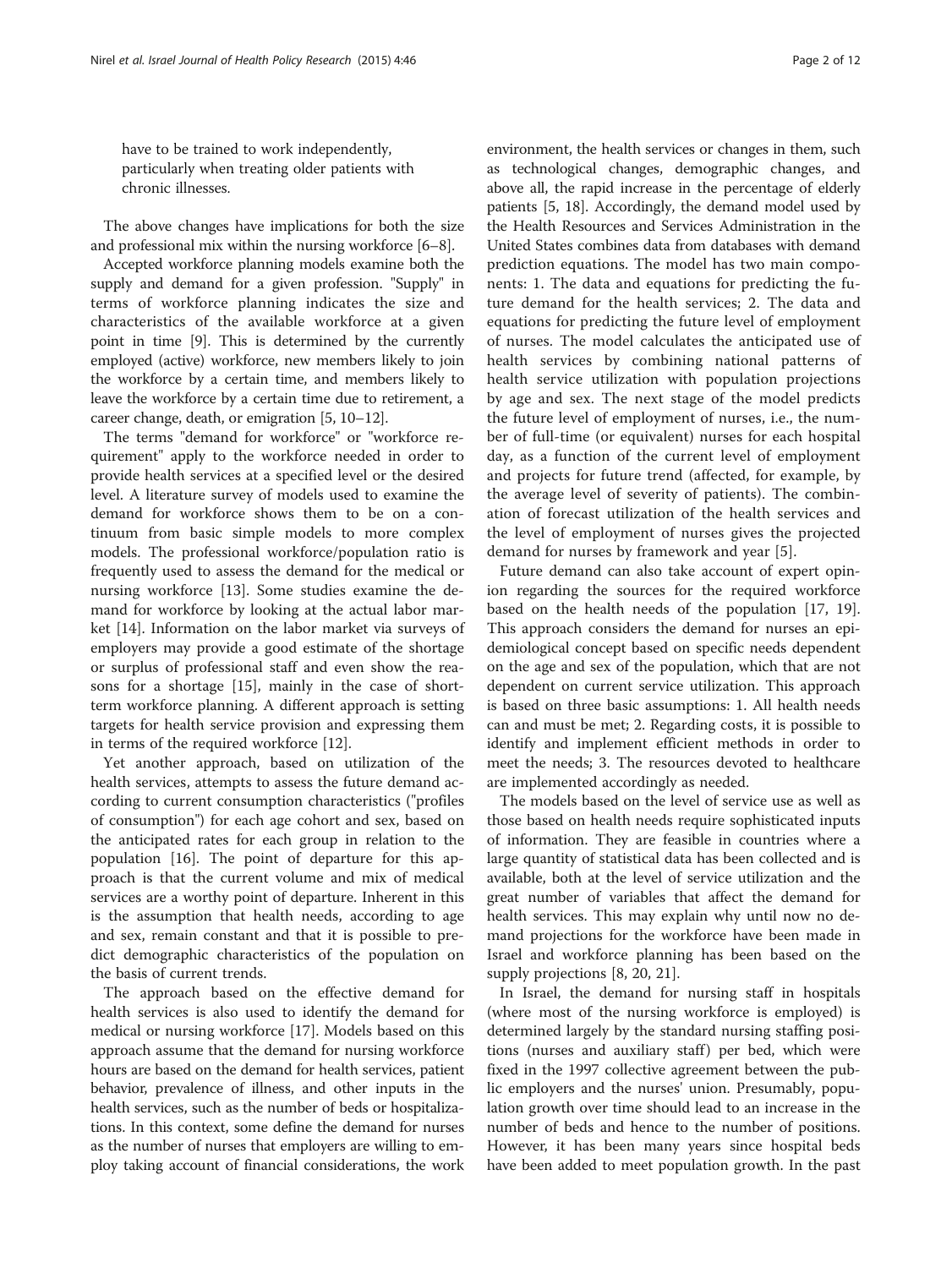have to be trained to work independently, particularly when treating older patients with chronic illnesses.

The above changes have implications for both the size and professional mix within the nursing workforce [6–8].

Accepted workforce planning models examine both the supply and demand for a given profession. "Supply" in terms of workforce planning indicates the size and characteristics of the available workforce at a given point in time [9]. This is determined by the currently employed (active) workforce, new members likely to join the workforce by a certain time, and members likely to leave the workforce by a certain time due to retirement, a career change, death, or emigration [5, 10–12].

The terms "demand for workforce" or "workforce requirement" apply to the workforce needed in order to provide health services at a specified level or the desired level. A literature survey of models used to examine the demand for workforce shows them to be on a continuum from basic simple models to more complex models. The professional workforce/population ratio is frequently used to assess the demand for the medical or nursing workforce [13]. Some studies examine the demand for workforce by looking at the actual labor market [14]. Information on the labor market via surveys of employers may provide a good estimate of the shortage or surplus of professional staff and even show the reasons for a shortage [15], mainly in the case of short-term workforce planning. A different approach is setting targets for health service provision and expressing them in terms of the required workforce [12].

Yet another approach, based on utilization of the health services, attempts to assess the future demand according to current consumption characteristics ("profiles of consumption") for each age cohort and sex, based on the anticipated rates for each group in relation to the population [16]. The point of departure for this approach is that the current volume and mix of medical services are a worthy point of departure. Inherent in this is the assumption that health needs, according to age and sex, remain constant and that it is possible to predict demographic characteristics of the population on the basis of current trends.

The approach based on the effective demand for health services is also used to identify the demand for medical or nursing workforce [17]. Models based on this approach assume that the demand for nursing workforce hours are based on the demand for health services, patient behavior, prevalence of illness, and other inputs in the health services, such as the number of beds or hospitalizations. In this context, some define the demand for nurses as the number of nurses that employers are willing to employ taking account of financial considerations, the work environment, the health services or changes in them, such as technological changes, demographic changes, and above all, the rapid increase in the percentage of elderly patients [5, 18]. Accordingly, the demand model used by the Health Resources and Services Administration in the United States combines data from databases with demand prediction equations. The model has two main components: 1. The data and equations for predicting the future demand for the health services; 2. The data and equations for predicting the future level of employment of nurses. The model calculates the anticipated use of health services by combining national patterns of health service utilization with population projections by age and sex. The next stage of the model predicts the future level of employment of nurses, i.e., the number of full-time (or equivalent) nurses for each hospital day, as a function of the current level of employment and projects for future trend (affected, for example, by the average level of severity of patients). The combination of forecast utilization of the health services and the level of employment of nurses gives the projected demand for nurses by framework and year [5].

Future demand can also take account of expert opinion regarding the sources for the required workforce based on the health needs of the population [17, 19]. This approach considers the demand for nurses an epidemiological concept based on specific needs dependent on the age and sex of the population, which that are not dependent on current service utilization. This approach is based on three basic assumptions: 1. All health needs can and must be met; 2. Regarding costs, it is possible to identify and implement efficient methods in order to meet the needs; 3. The resources devoted to healthcare are implemented accordingly as needed.

The models based on the level of service use as well as those based on health needs require sophisticated inputs of information. They are feasible in countries where a large quantity of statistical data has been collected and is available, both at the level of service utilization and the great number of variables that affect the demand for health services. This may explain why until now no demand projections for the workforce have been made in Israel and workforce planning has been based on the supply projections [8, 20, 21].

In Israel, the demand for nursing staff in hospitals (where most of the nursing workforce is employed) is determined largely by the standard nursing staffing positions (nurses and auxiliary staff) per bed, which were fixed in the 1997 collective agreement between the public employers and the nurses' union. Presumably, population growth over time should lead to an increase in the number of beds and hence to the number of positions. However, it has been many years since hospital beds have been added to meet population growth. In the past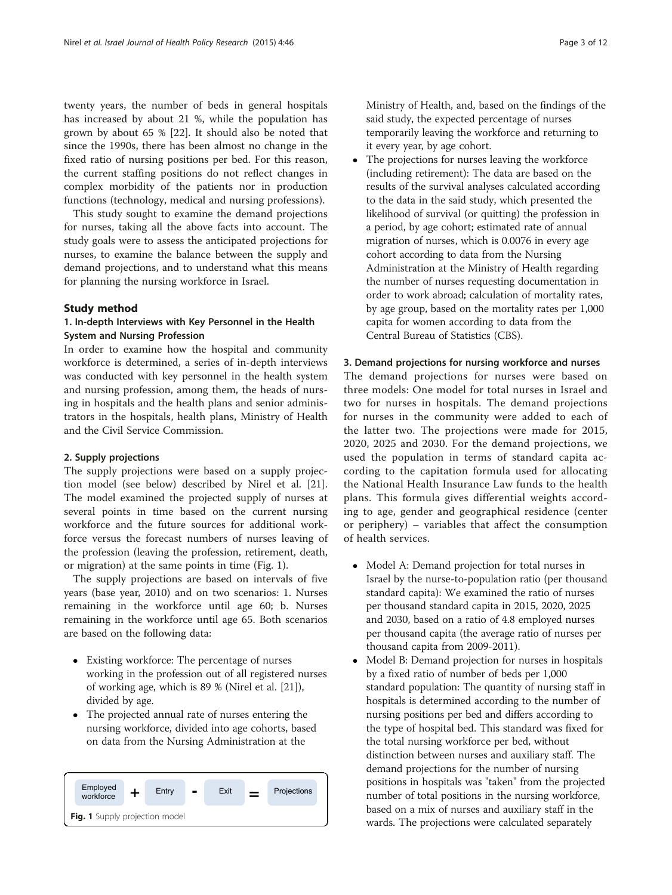twenty years, the number of beds in general hospitals has increased by about 21 %, while the population has grown by about 65 % [22]. It should also be noted that since the 1990s, there has been almost no change in the fixed ratio of nursing positions per bed. For this reason, the current staffing positions do not reflect changes in complex morbidity of the patients nor in production functions (technology, medical and nursing professions).

This study sought to examine the demand projections for nurses, taking all the above facts into account. The study goals were to assess the anticipated projections for nurses, to examine the balance between the supply and demand projections, and to understand what this means for planning the nursing workforce in Israel.

## Study method

### 1. In-depth Interviews with Key Personnel in the Health System and Nursing Profession

In order to examine how the hospital and community workforce is determined, a series of in-depth interviews was conducted with key personnel in the health system and nursing profession, among them, the heads of nursing in hospitals and the health plans and senior administrators in the hospitals, health plans, Ministry of Health and the Civil Service Commission.

### 2. Supply projections

The supply projections were based on a supply projection model (see below) described by Nirel et al. [21]. The model examined the projected supply of nurses at several points in time based on the current nursing workforce and the future sources for additional workforce versus the forecast numbers of nurses leaving of the profession (leaving the profession, retirement, death, or migration) at the same points in time (Fig. 1).

The supply projections are based on intervals of five years (base year, 2010) and on two scenarios: 1. Nurses remaining in the workforce until age 60; b. Nurses remaining in the workforce until age 65. Both scenarios are based on the following data:

- Existing workforce: The percentage of nurses working in the profession out of all registered nurses of working age, which is 89 % (Nirel et al. [21]), divided by age.
- The projected annual rate of nurses entering the nursing workforce, divided into age cohorts, based on data from the Nursing Administration at the Ministry of Health, and, based on the findings of the said study, the expected percentage of nurses temporarily leaving the workforce and returning to it every year, by age cohort.
- The projections for nurses leaving the workforce (including retirement): The data are based on the results of the survival analyses calculated according to the data in the said study, which presented the likelihood of survival (or quitting) the profession in a period, by age cohort; estimated rate of annual migration of nurses, which is 0.0076 in every age cohort according to data from the Nursing Administration at the Ministry of Health regarding the number of nurses requesting documentation in order to work abroad; calculation of mortality rates, by age group, based on the mortality rates per 1,000 capita for women according to data from the Central Bureau of Statistics (CBS).

Employed workforce + Entry - Exit = Projections

**Fig. 1** Supply projection model

### 3. Demand projections for nursing workforce and nurses

The demand projections for nurses were based on three models: One model for total nurses in Israel and two for nurses in hospitals. The demand projections for nurses in the community were added to each of the latter two. The projections were made for 2015, 2020, 2025 and 2030. For the demand projections, we used the population in terms of standard capita according to the capitation formula used for allocating the National Health Insurance Law funds to the health plans. This formula gives differential weights according to age, gender and geographical residence (center or periphery) – variables that affect the consumption of health services.

- Model A: Demand projection for total nurses in Israel by the nurse-to-population ratio (per thousand standard capita): We examined the ratio of nurses per thousand standard capita in 2015, 2020, 2025 and 2030, based on a ratio of 4.8 employed nurses per thousand capita (the average ratio of nurses per thousand capita from 2009-2011).
- Model B: Demand projection for nurses in hospitals by a fixed ratio of number of beds per 1,000 standard population: The quantity of nursing staff in hospitals is determined according to the number of nursing positions per bed and differs according to the type of hospital bed. This standard was fixed for the total nursing workforce per bed, without distinction between nurses and auxiliary staff. The demand projections for the number of nursing positions in hospitals was "taken" from the projected number of total positions in the nursing workforce, based on a mix of nurses and auxiliary staff in the wards. The projections were calculated separately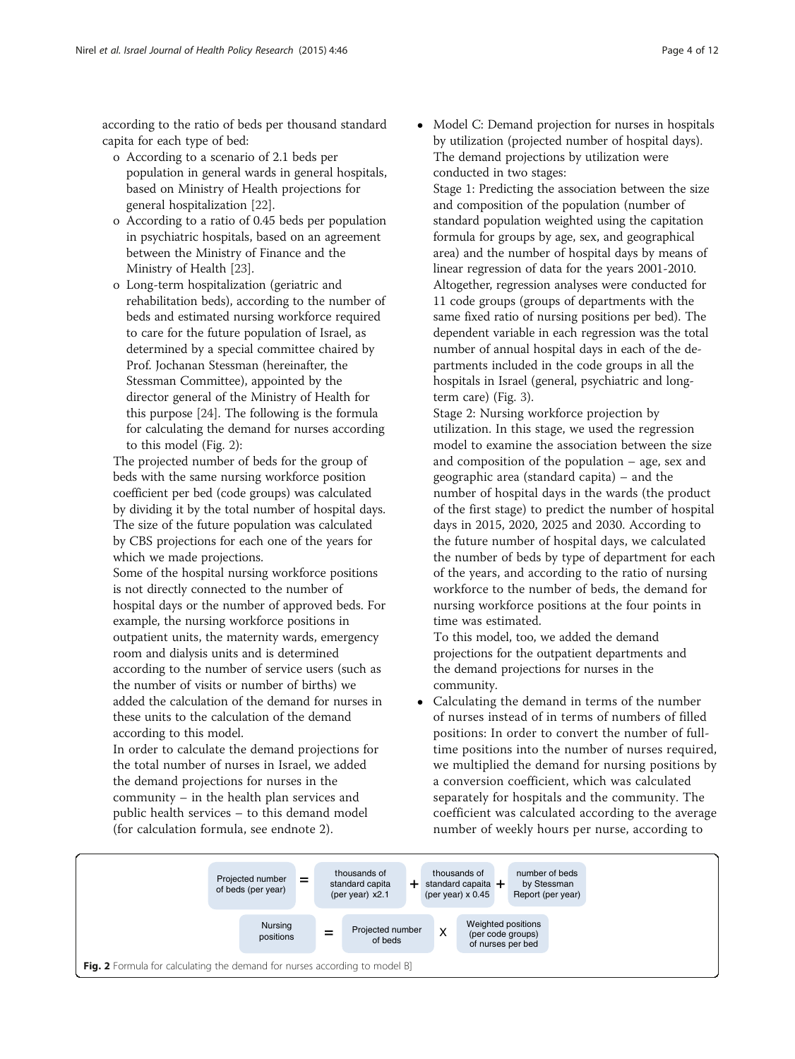according to the ratio of beds per thousand standard capita for each type of bed:

- o According to a scenario of 2.1 beds per population in general wards in general hospitals, based on Ministry of Health projections for general hospitalization [22].
- o According to a ratio of 0.45 beds per population in psychiatric hospitals, based on an agreement between the Ministry of Finance and the Ministry of Health [23].
- o Long-term hospitalization (geriatric and rehabilitation beds), according to the number of beds and estimated nursing workforce required to care for the future population of Israel, as determined by a special committee chaired by Prof. Jochanan Stessman (hereinafter, the Stessman Committee), appointed by the director general of the Ministry of Health for this purpose [24]. The following is the formula for calculating the demand for nurses according to this model (Fig. 2):

The projected number of beds for the group of beds with the same nursing workforce position coefficient per bed (code groups) was calculated by dividing it by the total number of hospital days. The size of the future population was calculated by CBS projections for each one of the years for which we made projections.

Some of the hospital nursing workforce positions is not directly connected to the number of hospital days or the number of approved beds. For example, the nursing workforce positions in outpatient units, the maternity wards, emergency room and dialysis units and is determined according to the number of service users (such as the number of visits or number of births) we added the calculation of the demand for nurses in these units to the calculation of the demand according to this model.

In order to calculate the demand projections for the total number of nurses in Israel, we added the demand projections for nurses in the community – in the health plan services and public health services – to this demand model (for calculation formula, see endnote 2).

- Model C: Demand projection for nurses in hospitals by utilization (projected number of hospital days). The demand projections by utilization were conducted in two stages:

  Stage 1: Predicting the association between the size and composition of the population (number of standard population weighted using the capitation formula for groups by age, sex, and geographical area) and the number of hospital days by means of linear regression of data for the years 2001-2010. Altogether, regression analyses were conducted for 11 code groups (groups of departments with the same fixed ratio of nursing positions per bed). The dependent variable in each regression was the total number of annual hospital days in each of the departments included in the code groups in all the hospitals in Israel (general, psychiatric and long-term care) (Fig. 3).

  Stage 2: Nursing workforce projection by utilization. In this stage, we used the regression model to examine the association between the size and composition of the population – age, sex and geographic area (standard capita) – and the number of hospital days in the wards (the product of the first stage) to predict the number of hospital days in 2015, 2020, 2025 and 2030. According to the future number of hospital days, we calculated the number of beds by type of department for each of the years, and according to the ratio of nursing workforce to the number of beds, the demand for nursing workforce positions at the four points in time was estimated.

  To this model, too, we added the demand projections for the outpatient departments and the demand projections for nurses in the community.

- Calculating the demand in terms of the number of nurses instead of in terms of numbers of filled positions: In order to convert the number of full-time positions into the number of nurses required, we multiplied the demand for nursing positions by a conversion coefficient, which was calculated separately for hospitals and the community. The coefficient was calculated according to the average number of weekly hours per nurse, according to

Projected number of beds (per year) = thousands of standard capita (per year) x2.1 + thousands of standard capaita (per year) x 0.45 + number of beds by Stessman Report (per year)

Nursing positions = Projected number of beds X Weighted positions (per code groups) of nurses per bed

**Fig. 2** Formula for calculating the demand for nurses according to model B]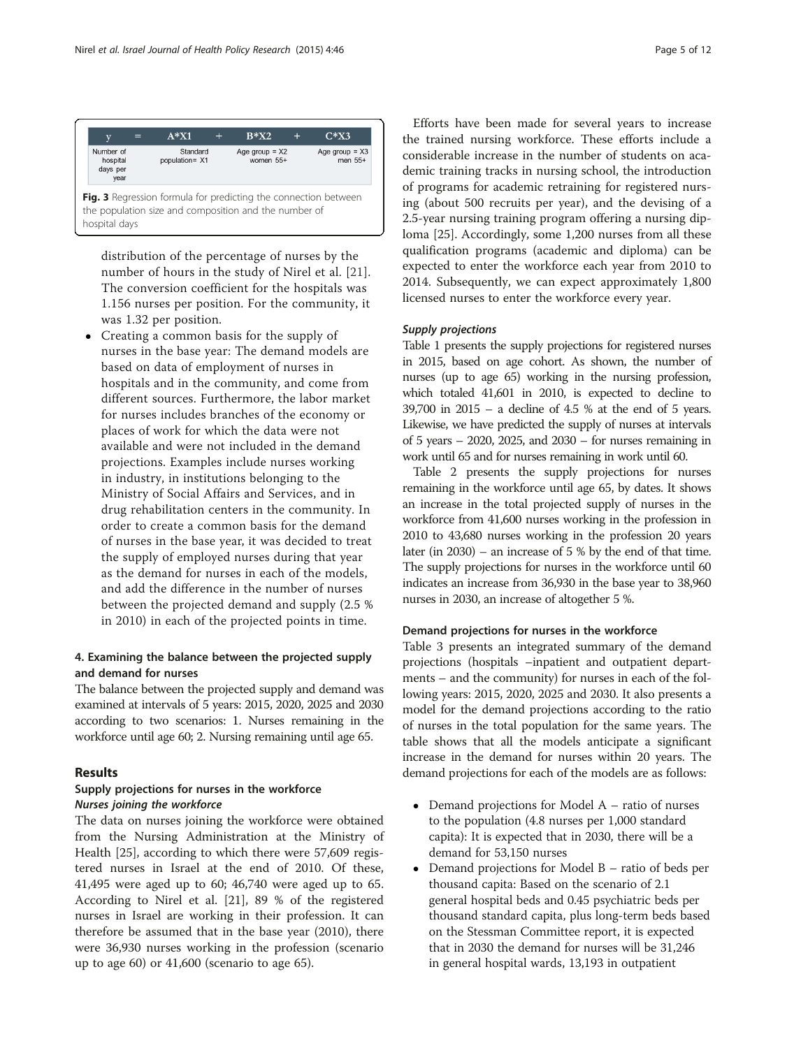| y | = | A*X1 | + | B*X2 | + | C*X3 |
|---|---|---|---|---|---|---|
| Number of hospital days per year | | Standard population= X1 | | Age group = X2 women 55+ | | Age group = X3 men 55+ |

**Fig. 3** Regression formula for predicting the connection between the population size and composition and the number of hospital days

distribution of the percentage of nurses by the number of hours in the study of Nirel et al. [21]. The conversion coefficient for the hospitals was 1.156 nurses per position. For the community, it was 1.32 per position.

- Creating a common basis for the supply of nurses in the base year: The demand models are based on data of employment of nurses in hospitals and in the community, and come from different sources. Furthermore, the labor market for nurses includes branches of the economy or places of work for which the data were not available and were not included in the demand projections. Examples include nurses working in industry, in institutions belonging to the Ministry of Social Affairs and Services, and in drug rehabilitation centers in the community. In order to create a common basis for the demand of nurses in the base year, it was decided to treat the supply of employed nurses during that year as the demand for nurses in each of the models, and add the difference in the number of nurses between the projected demand and supply (2.5 % in 2010) in each of the projected points in time.

#### 4. Examining the balance between the projected supply and demand for nurses

The balance between the projected supply and demand was examined at intervals of 5 years: 2015, 2020, 2025 and 2030 according to two scenarios: 1. Nurses remaining in the workforce until age 60; 2. Nursing remaining until age 65.

## Results

### Supply projections for nurses in the workforce

#### *Nurses joining the workforce*

The data on nurses joining the workforce were obtained from the Nursing Administration at the Ministry of Health [25], according to which there were 57,609 registered nurses in Israel at the end of 2010. Of these, 41,495 were aged up to 60; 46,740 were aged up to 65. According to Nirel et al. [21], 89 % of the registered nurses in Israel are working in their profession. It can therefore be assumed that in the base year (2010), there were 36,930 nurses working in the profession (scenario up to age 60) or 41,600 (scenario to age 65).

Efforts have been made for several years to increase the trained nursing workforce. These efforts include a considerable increase in the number of students on academic training tracks in nursing school, the introduction of programs for academic retraining for registered nursing (about 500 recruits per year), and the devising of a 2.5-year nursing training program offering a nursing diploma [25]. Accordingly, some 1,200 nurses from all these qualification programs (academic and diploma) can be expected to enter the workforce each year from 2010 to 2014. Subsequently, we can expect approximately 1,800 licensed nurses to enter the workforce every year.

#### *Supply projections*

Table 1 presents the supply projections for registered nurses in 2015, based on age cohort. As shown, the number of nurses (up to age 65) working in the nursing profession, which totaled 41,601 in 2010, is expected to decline to 39,700 in 2015 – a decline of 4.5 % at the end of 5 years. Likewise, we have predicted the supply of nurses at intervals of 5 years – 2020, 2025, and 2030 – for nurses remaining in work until 65 and for nurses remaining in work until 60.

Table 2 presents the supply projections for nurses remaining in the workforce until age 65, by dates. It shows an increase in the total projected supply of nurses in the workforce from 41,600 nurses working in the profession in 2010 to 43,680 nurses working in the profession 20 years later (in 2030) – an increase of 5 % by the end of that time. The supply projections for nurses in the workforce until 60 indicates an increase from 36,930 in the base year to 38,960 nurses in 2030, an increase of altogether 5 %.

### Demand projections for nurses in the workforce

Table 3 presents an integrated summary of the demand projections (hospitals –inpatient and outpatient departments – and the community) for nurses in each of the following years: 2015, 2020, 2025 and 2030. It also presents a model for the demand projections according to the ratio of nurses in the total population for the same years. The table shows that all the models anticipate a significant increase in the demand for nurses within 20 years. The demand projections for each of the models are as follows:

- Demand projections for Model A – ratio of nurses to the population (4.8 nurses per 1,000 standard capita): It is expected that in 2030, there will be a demand for 53,150 nurses
- Demand projections for Model B – ratio of beds per thousand capita: Based on the scenario of 2.1 general hospital beds and 0.45 psychiatric beds per thousand standard capita, plus long-term beds based on the Stessman Committee report, it is expected that in 2030 the demand for nurses will be 31,246 in general hospital wards, 13,193 in outpatient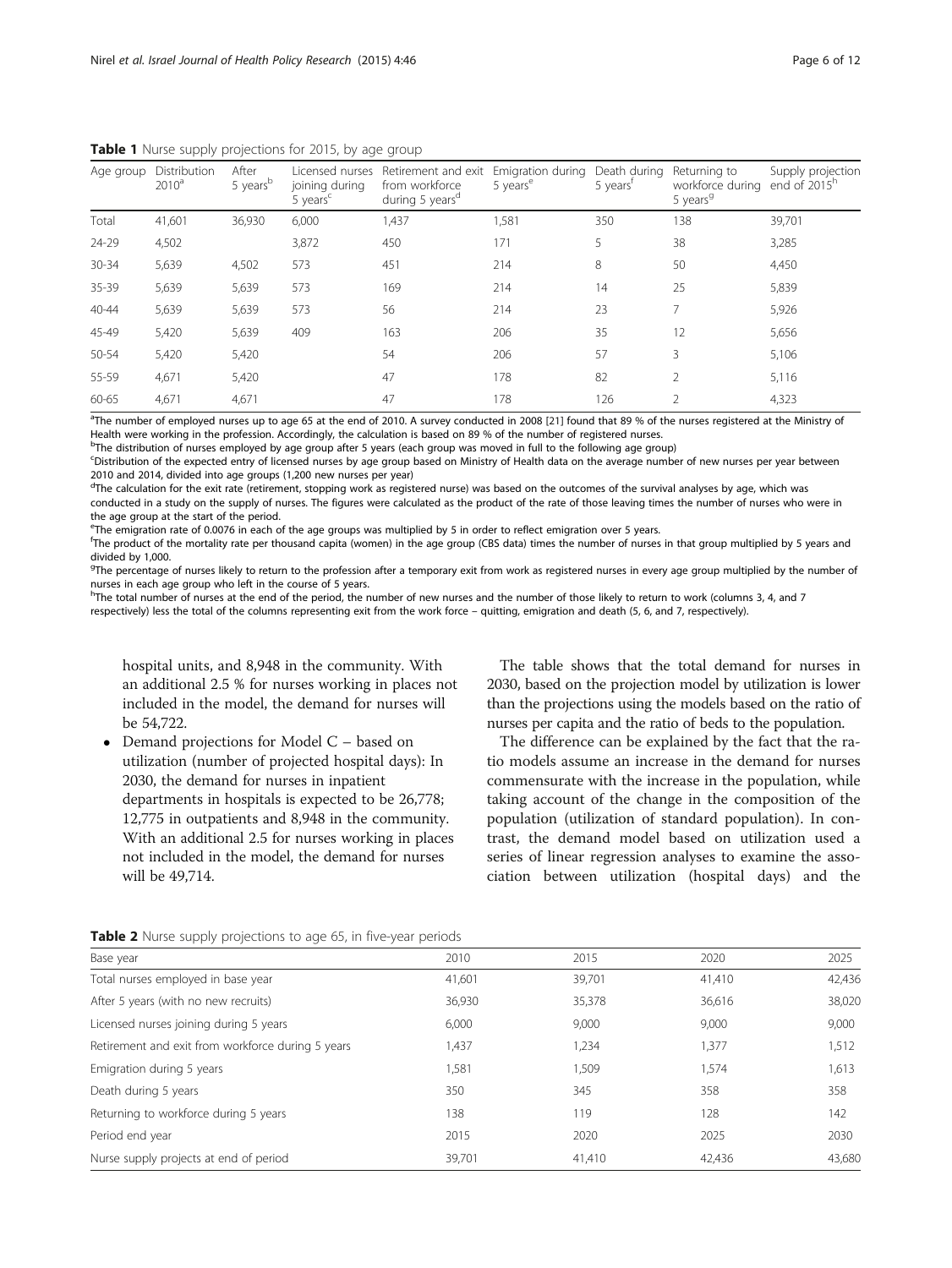**Table 1** Nurse supply projections for 2015, by age group

| Age group | Distribution 2010[a] | After 5 years[b] | Licensed nurses joining during 5 years[c] | Retirement and exit from workforce during 5 years[d] | Emigration during 5 years[e] | Death during 5 years[f] | Returning to workforce during 5 years[g] | Supply projection end of 2015[h] |
|---|---|---|---|---|---|---|---|---|
| Total | 41,601 | 36,930 | 6,000 | 1,437 | 1,581 | 350 | 138 | 39,701 |
| 24-29 | 4,502 | | 3,872 | 450 | 171 | 5 | 38 | 3,285 |
| 30-34 | 5,639 | 4,502 | 573 | 451 | 214 | 8 | 50 | 4,450 |
| 35-39 | 5,639 | 5,639 | 573 | 169 | 214 | 14 | 25 | 5,839 |
| 40-44 | 5,639 | 5,639 | 573 | 56 | 214 | 23 | 7 | 5,926 |
| 45-49 | 5,420 | 5,639 | 409 | 163 | 206 | 35 | 12 | 5,656 |
| 50-54 | 5,420 | 5,420 | | 54 | 206 | 57 | 3 | 5,106 |
| 55-59 | 4,671 | 5,420 | | 47 | 178 | 82 | 2 | 5,116 |
| 60-65 | 4,671 | 4,671 | | 47 | 178 | 126 | 2 | 4,323 |

[a]The number of employed nurses up to age 65 at the end of 2010. A survey conducted in 2008 [21] found that 89 % of the nurses registered at the Ministry of Health were working in the profession. Accordingly, the calculation is based on 89 % of the number of registered nurses.
[b]The distribution of nurses employed by age group after 5 years (each group was moved in full to the following age group)
[c]Distribution of the expected entry of licensed nurses by age group based on Ministry of Health data on the average number of new nurses per year between 2010 and 2014, divided into age groups (1,200 new nurses per year)
[d]The calculation for the exit rate (retirement, stopping work as registered nurse) was based on the outcomes of the survival analyses by age, which was conducted in a study on the supply of nurses. The figures were calculated as the product of the rate of those leaving times the number of nurses who were in the age group at the start of the period.
[e]The emigration rate of 0.0076 in each of the age groups was multiplied by 5 in order to reflect emigration over 5 years.
[f]The product of the mortality rate per thousand capita (women) in the age group (CBS data) times the number of nurses in that group multiplied by 5 years and divided by 1,000.
[g]The percentage of nurses likely to return to the profession after a temporary exit from work as registered nurses in every age group multiplied by the number of nurses in each age group who left in the course of 5 years.
[h]The total number of nurses at the end of the period, the number of new nurses and the number of those likely to return to work (columns 3, 4, and 7 respectively) less the total of the columns representing exit from the work force – quitting, emigration and death (5, 6, and 7, respectively).

hospital units, and 8,948 in the community. With an additional 2.5 % for nurses working in places not included in the model, the demand for nurses will be 54,722.

- Demand projections for Model C – based on utilization (number of projected hospital days): In 2030, the demand for nurses in inpatient departments in hospitals is expected to be 26,778; 12,775 in outpatients and 8,948 in the community. With an additional 2.5 for nurses working in places not included in the model, the demand for nurses will be 49,714.

The table shows that the total demand for nurses in 2030, based on the projection model by utilization is lower than the projections using the models based on the ratio of nurses per capita and the ratio of beds to the population.

The difference can be explained by the fact that the ratio models assume an increase in the demand for nurses commensurate with the increase in the population, while taking account of the change in the composition of the population (utilization of standard population). In contrast, the demand model based on utilization used a series of linear regression analyses to examine the association between utilization (hospital days) and the

**Table 2** Nurse supply projections to age 65, in five-year periods

| Base year | 2010 | 2015 | 2020 | 2025 |
|---|---|---|---|---|
| Total nurses employed in base year | 41,601 | 39,701 | 41,410 | 42,436 |
| After 5 years (with no new recruits) | 36,930 | 35,378 | 36,616 | 38,020 |
| Licensed nurses joining during 5 years | 6,000 | 9,000 | 9,000 | 9,000 |
| Retirement and exit from workforce during 5 years | 1,437 | 1,234 | 1,377 | 1,512 |
| Emigration during 5 years | 1,581 | 1,509 | 1,574 | 1,613 |
| Death during 5 years | 350 | 345 | 358 | 358 |
| Returning to workforce during 5 years | 138 | 119 | 128 | 142 |
| Period end year | 2015 | 2020 | 2025 | 2030 |
| Nurse supply projects at end of period | 39,701 | 41,410 | 42,436 | 43,680 |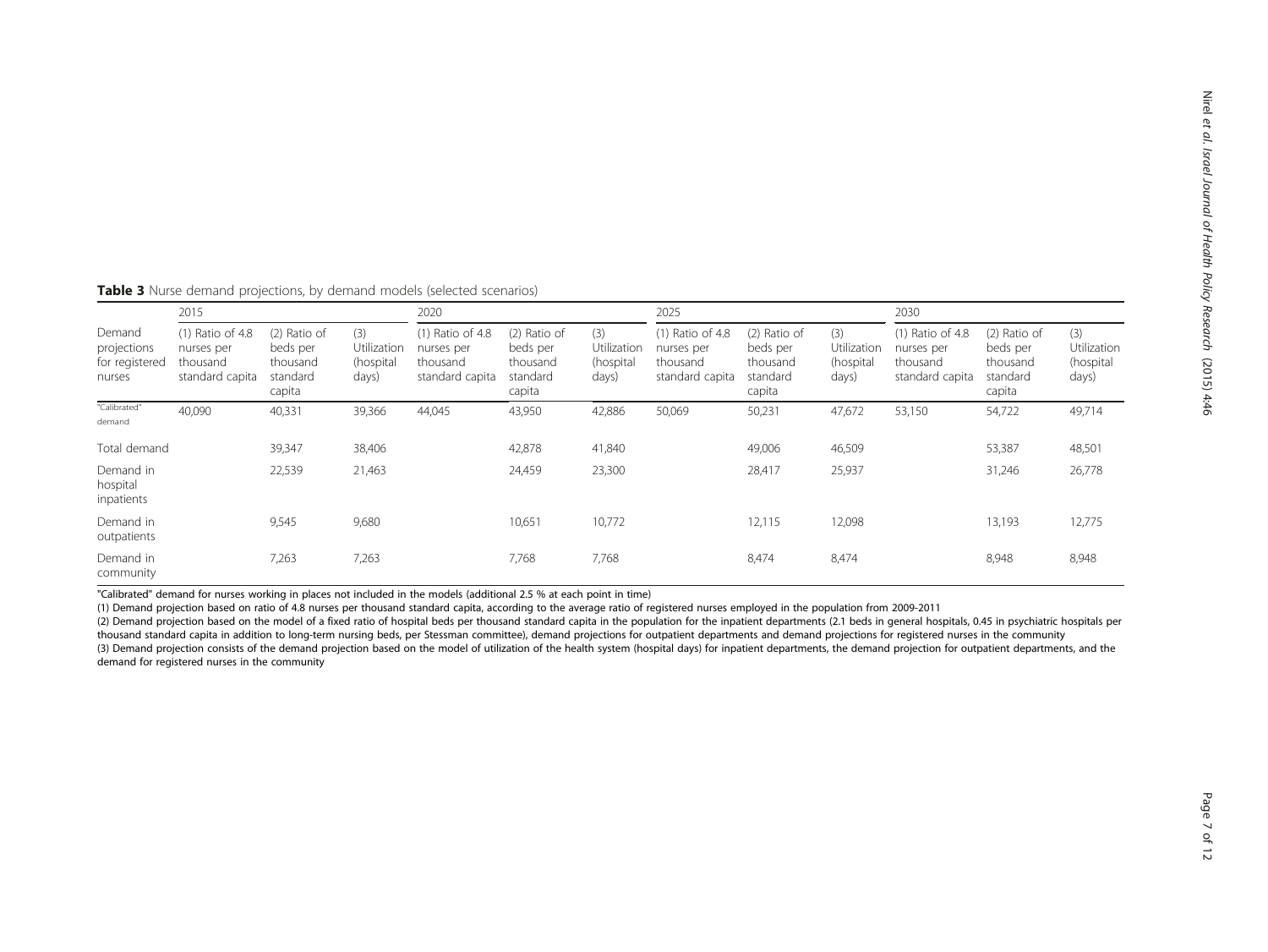**Table 3** Nurse demand projections, by demand models (selected scenarios)

| Demand projections for registered nurses | 2015 | | | 2020 | | | 2025 | | | 2030 | | |
|---|---|---|---|---|---|---|---|---|---|---|---|---|
| | (1) Ratio of 4.8 nurses per thousand standard capita | (2) Ratio of beds per thousand standard capita | (3) Utilization (hospital days) | (1) Ratio of 4.8 nurses per thousand standard capita | (2) Ratio of beds per thousand standard capita | (3) Utilization (hospital days) | (1) Ratio of 4.8 nurses per thousand standard capita | (2) Ratio of beds per thousand standard capita | (3) Utilization (hospital days) | (1) Ratio of 4.8 nurses per thousand standard capita | (2) Ratio of beds per thousand standard capita | (3) Utilization (hospital days) |
| "Calibrated" demand | 40,090 | 40,331 | 39,366 | 44,045 | 43,950 | 42,886 | 50,069 | 50,231 | 47,672 | 53,150 | 54,722 | 49,714 |
| Total demand | | 39,347 | 38,406 | | 42,878 | 41,840 | | 49,006 | 46,509 | | 53,387 | 48,501 |
| Demand in hospital inpatients | | 22,539 | 21,463 | | 24,459 | 23,300 | | 28,417 | 25,937 | | 31,246 | 26,778 |
| Demand in outpatients | | 9,545 | 9,680 | | 10,651 | 10,772 | | 12,115 | 12,098 | | 13,193 | 12,775 |
| Demand in community | | 7,263 | 7,263 | | 7,768 | 7,768 | | 8,474 | 8,474 | | 8,948 | 8,948 |

"Calibrated" demand for nurses working in places not included in the models (additional 2.5 % at each point in time)

(1) Demand projection based on ratio of 4.8 nurses per thousand standard capita, according to the average ratio of registered nurses employed in the population from 2009-2011

(2) Demand projection based on the model of a fixed ratio of hospital beds per thousand standard capita in the population for the inpatient departments (2.1 beds in general hospitals, 0.45 in psychiatric hospitals per thousand standard capita in addition to long-term nursing beds, per Stessman committee), demand projections for outpatient departments and demand projections for registered nurses in the community

(3) Demand projection consists of the demand projection based on the model of utilization of the health system (hospital days) for inpatient departments, the demand projection for outpatient departments, and the demand for registered nurses in the community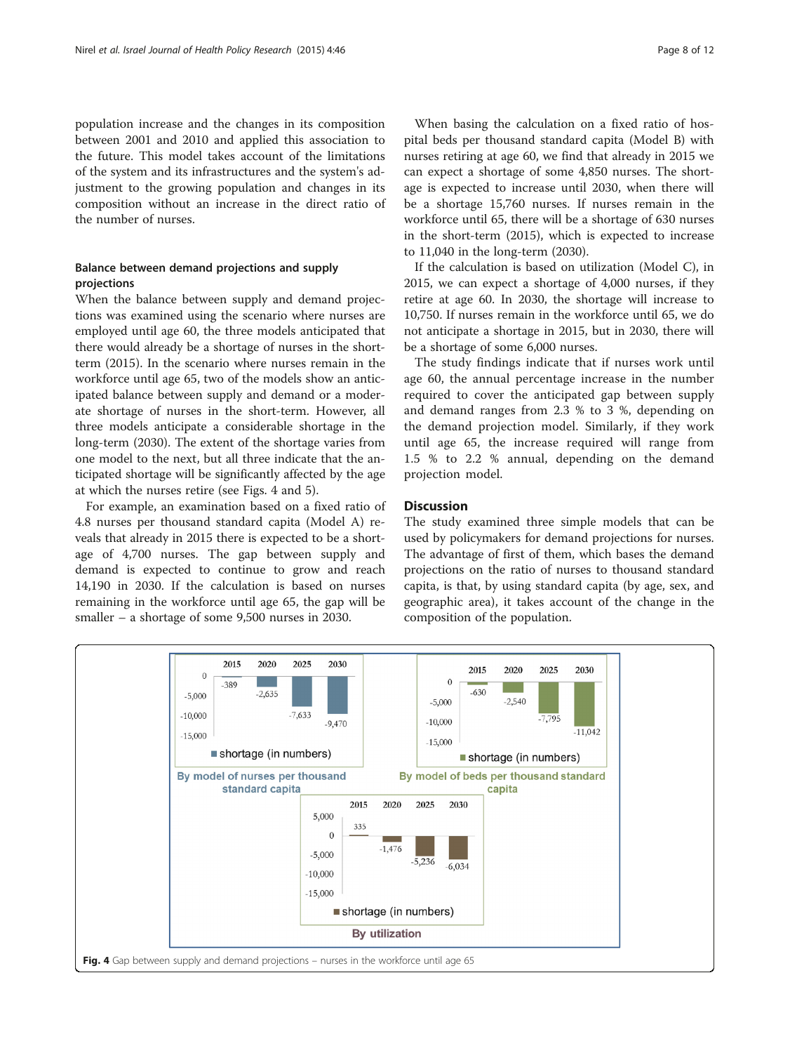population increase and the changes in its composition between 2001 and 2010 and applied this association to the future. This model takes account of the limitations of the system and its infrastructures and the system's adjustment to the growing population and changes in its composition without an increase in the direct ratio of the number of nurses.

### Balance between demand projections and supply projections

When the balance between supply and demand projections was examined using the scenario where nurses are employed until age 60, the three models anticipated that there would already be a shortage of nurses in the short-term (2015). In the scenario where nurses remain in the workforce until age 65, two of the models show an anticipated balance between supply and demand or a moderate shortage of nurses in the short-term. However, all three models anticipate a considerable shortage in the long-term (2030). The extent of the shortage varies from one model to the next, but all three indicate that the anticipated shortage will be significantly affected by the age at which the nurses retire (see Figs. 4 and 5).

For example, an examination based on a fixed ratio of 4.8 nurses per thousand standard capita (Model A) reveals that already in 2015 there is expected to be a shortage of 4,700 nurses. The gap between supply and demand is expected to continue to grow and reach 14,190 in 2030. If the calculation is based on nurses remaining in the workforce until age 65, the gap will be smaller – a shortage of some 9,500 nurses in 2030.

When basing the calculation on a fixed ratio of hospital beds per thousand standard capita (Model B) with nurses retiring at age 60, we find that already in 2015 we can expect a shortage of some 4,850 nurses. The shortage is expected to increase until 2030, when there will be a shortage 15,760 nurses. If nurses remain in the workforce until 65, there will be a shortage of 630 nurses in the short-term (2015), which is expected to increase to 11,040 in the long-term (2030).

If the calculation is based on utilization (Model C), in 2015, we can expect a shortage of 4,000 nurses, if they retire at age 60. In 2030, the shortage will increase to 10,750. If nurses remain in the workforce until 65, we do not anticipate a shortage in 2015, but in 2030, there will be a shortage of some 6,000 nurses.

The study findings indicate that if nurses work until age 60, the annual percentage increase in the number required to cover the anticipated gap between supply and demand ranges from 2.3 % to 3 %, depending on the demand projection model. Similarly, if they work until age 65, the increase required will range from 1.5 % to 2.2 % annual, depending on the demand projection model.

## Discussion

The study examined three simple models that can be used by policymakers for demand projections for nurses. The advantage of first of them, which bases the demand projections on the ratio of nurses to thousand standard capita, is that, by using standard capita (by age, sex, and geographic area), it takes account of the change in the composition of the population.

**Fig. 4** Gap between supply and demand projections – nurses in the workforce until age 65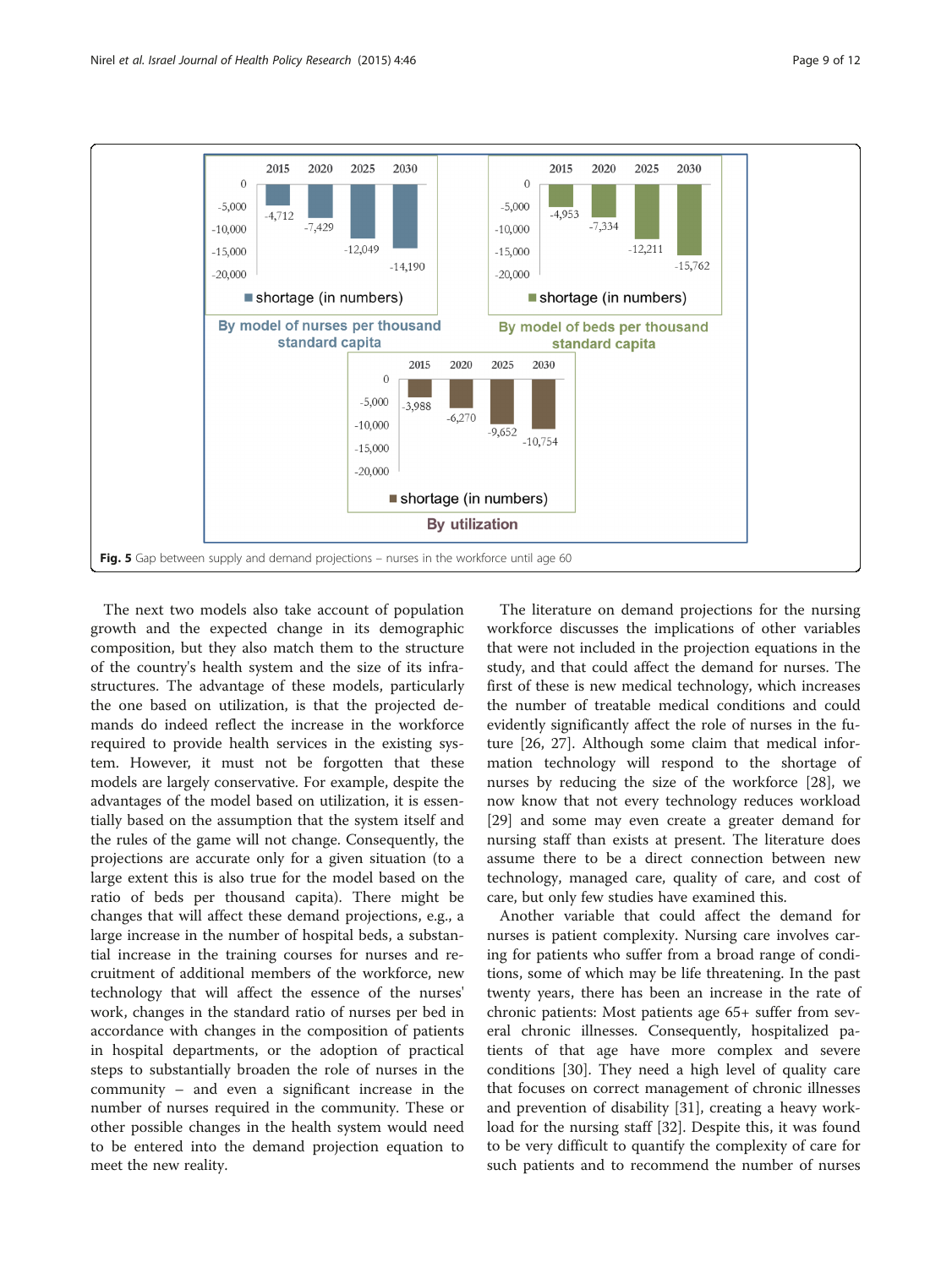2015 2020 2025 2030
0
-5,000
-10,000
-15,000
-20,000
-4,712
-7,429
-12,049
-14,190
shortage (in numbers)
By model of nurses per thousand standard capita

2015 2020 2025 2030
0
-5,000
-10,000
-15,000
-20,000
-4,953
-7,334
-12,211
-15,762
shortage (in numbers)
By model of beds per thousand standard capita

2015 2020 2025 2030
0
-5,000
-10,000
-15,000
-20,000
-3,988
-6,270
-9,652
-10,754
shortage (in numbers)
By utilization

**Fig. 5** Gap between supply and demand projections – nurses in the workforce until age 60

The next two models also take account of population growth and the expected change in its demographic composition, but they also match them to the structure of the country's health system and the size of its infrastructures. The advantage of these models, particularly the one based on utilization, is that the projected demands do indeed reflect the increase in the workforce required to provide health services in the existing system. However, it must not be forgotten that these models are largely conservative. For example, despite the advantages of the model based on utilization, it is essentially based on the assumption that the system itself and the rules of the game will not change. Consequently, the projections are accurate only for a given situation (to a large extent this is also true for the model based on the ratio of beds per thousand capita). There might be changes that will affect these demand projections, e.g., a large increase in the number of hospital beds, a substantial increase in the training courses for nurses and recruitment of additional members of the workforce, new technology that will affect the essence of the nurses' work, changes in the standard ratio of nurses per bed in accordance with changes in the composition of patients in hospital departments, or the adoption of practical steps to substantially broaden the role of nurses in the community – and even a significant increase in the number of nurses required in the community. These or other possible changes in the health system would need to be entered into the demand projection equation to meet the new reality.

The literature on demand projections for the nursing workforce discusses the implications of other variables that were not included in the projection equations in the study, and that could affect the demand for nurses. The first of these is new medical technology, which increases the number of treatable medical conditions and could evidently significantly affect the role of nurses in the future [26, 27]. Although some claim that medical information technology will respond to the shortage of nurses by reducing the size of the workforce [28], we now know that not every technology reduces workload [29] and some may even create a greater demand for nursing staff than exists at present. The literature does assume there to be a direct connection between new technology, managed care, quality of care, and cost of care, but only few studies have examined this.

Another variable that could affect the demand for nurses is patient complexity. Nursing care involves caring for patients who suffer from a broad range of conditions, some of which may be life threatening. In the past twenty years, there has been an increase in the rate of chronic patients: Most patients age 65+ suffer from several chronic illnesses. Consequently, hospitalized patients of that age have more complex and severe conditions [30]. They need a high level of quality care that focuses on correct management of chronic illnesses and prevention of disability [31], creating a heavy workload for the nursing staff [32]. Despite this, it was found to be very difficult to quantify the complexity of care for such patients and to recommend the number of nurses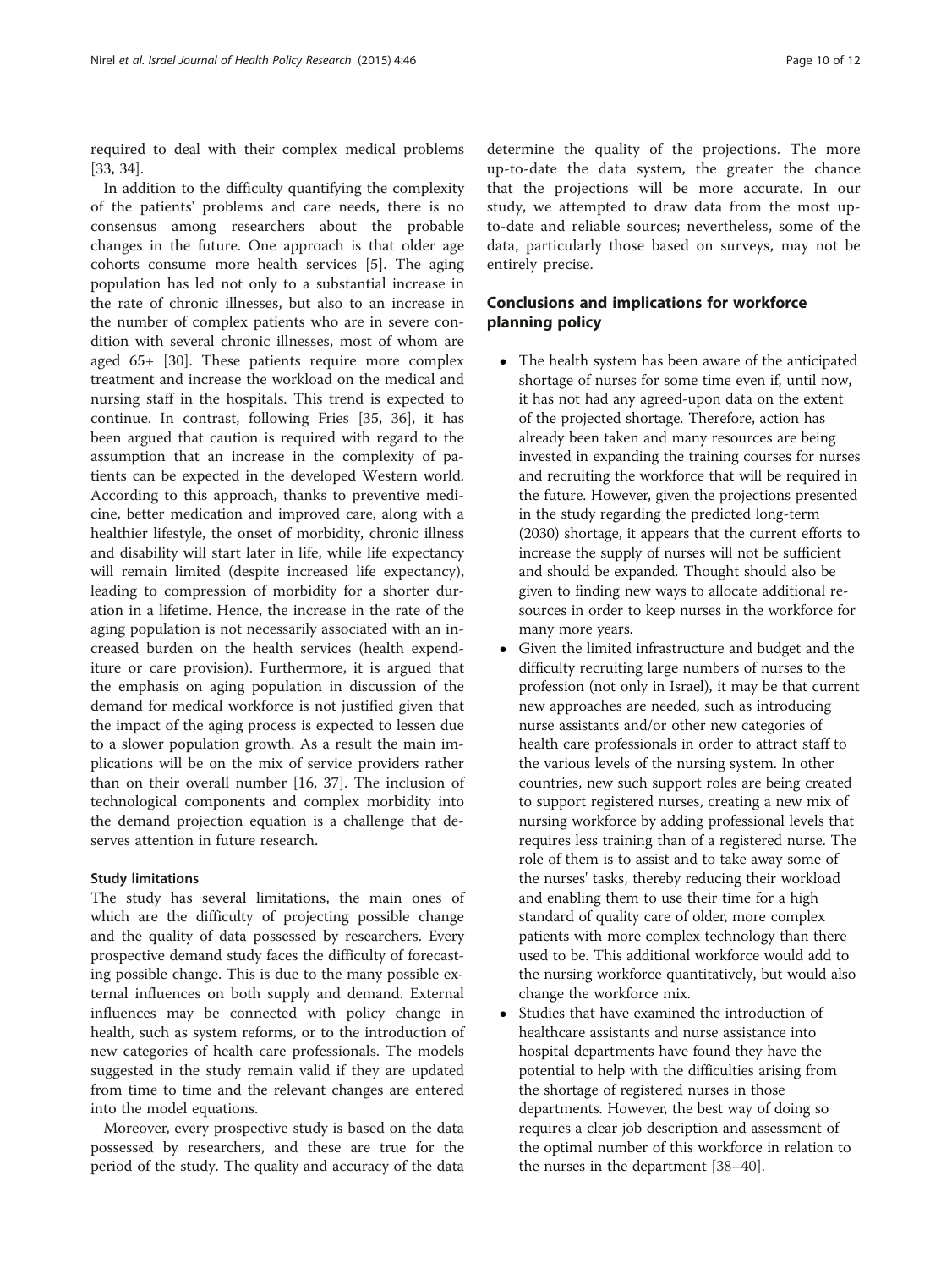required to deal with their complex medical problems [33, 34].

In addition to the difficulty quantifying the complexity of the patients' problems and care needs, there is no consensus among researchers about the probable changes in the future. One approach is that older age cohorts consume more health services [5]. The aging population has led not only to a substantial increase in the rate of chronic illnesses, but also to an increase in the number of complex patients who are in severe condition with several chronic illnesses, most of whom are aged 65+ [30]. These patients require more complex treatment and increase the workload on the medical and nursing staff in the hospitals. This trend is expected to continue. In contrast, following Fries [35, 36], it has been argued that caution is required with regard to the assumption that an increase in the complexity of patients can be expected in the developed Western world. According to this approach, thanks to preventive medicine, better medication and improved care, along with a healthier lifestyle, the onset of morbidity, chronic illness and disability will start later in life, while life expectancy will remain limited (despite increased life expectancy), leading to compression of morbidity for a shorter duration in a lifetime. Hence, the increase in the rate of the aging population is not necessarily associated with an increased burden on the health services (health expenditure or care provision). Furthermore, it is argued that the emphasis on aging population in discussion of the demand for medical workforce is not justified given that the impact of the aging process is expected to lessen due to a slower population growth. As a result the main implications will be on the mix of service providers rather than on their overall number [16, 37]. The inclusion of technological components and complex morbidity into the demand projection equation is a challenge that deserves attention in future research.

#### Study limitations

The study has several limitations, the main ones of which are the difficulty of projecting possible change and the quality of data possessed by researchers. Every prospective demand study faces the difficulty of forecasting possible change. This is due to the many possible external influences on both supply and demand. External influences may be connected with policy change in health, such as system reforms, or to the introduction of new categories of health care professionals. The models suggested in the study remain valid if they are updated from time to time and the relevant changes are entered into the model equations.

Moreover, every prospective study is based on the data possessed by researchers, and these are true for the period of the study. The quality and accuracy of the data determine the quality of the projections. The more up-to-date the data system, the greater the chance that the projections will be more accurate. In our study, we attempted to draw data from the most up-to-date and reliable sources; nevertheless, some of the data, particularly those based on surveys, may not be entirely precise.

### Conclusions and implications for workforce planning policy

- The health system has been aware of the anticipated shortage of nurses for some time even if, until now, it has not had any agreed-upon data on the extent of the projected shortage. Therefore, action has already been taken and many resources are being invested in expanding the training courses for nurses and recruiting the workforce that will be required in the future. However, given the projections presented in the study regarding the predicted long-term (2030) shortage, it appears that the current efforts to increase the supply of nurses will not be sufficient and should be expanded. Thought should also be given to finding new ways to allocate additional resources in order to keep nurses in the workforce for many more years.
- Given the limited infrastructure and budget and the difficulty recruiting large numbers of nurses to the profession (not only in Israel), it may be that current new approaches are needed, such as introducing nurse assistants and/or other new categories of health care professionals in order to attract staff to the various levels of the nursing system. In other countries, new such support roles are being created to support registered nurses, creating a new mix of nursing workforce by adding professional levels that requires less training than of a registered nurse. The role of them is to assist and to take away some of the nurses' tasks, thereby reducing their workload and enabling them to use their time for a high standard of quality care of older, more complex patients with more complex technology than there used to be. This additional workforce would add to the nursing workforce quantitatively, but would also change the workforce mix.
- Studies that have examined the introduction of healthcare assistants and nurse assistance into hospital departments have found they have the potential to help with the difficulties arising from the shortage of registered nurses in those departments. However, the best way of doing so requires a clear job description and assessment of the optimal number of this workforce in relation to the nurses in the department [38–40].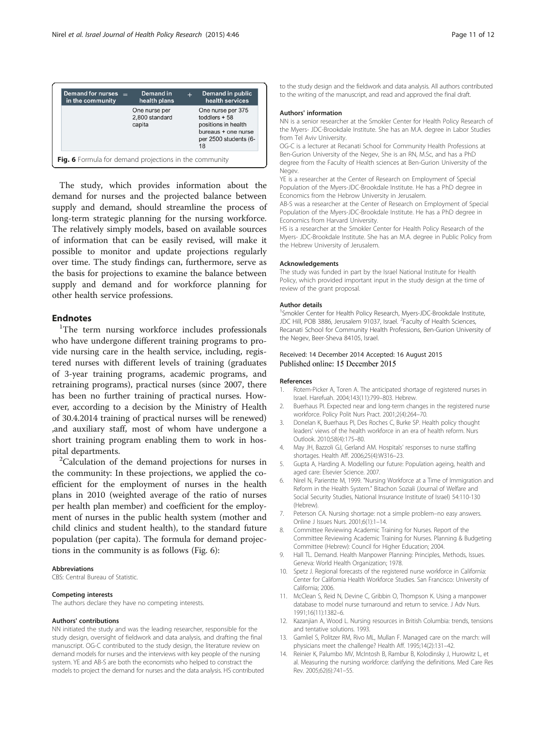| Demand for nurses in the community | = | Demand in health plans | + | Demand in public health services |
|---|---|---|---|---|
| | | One nurse per 2,800 standard capita | | One nurse per 375 toddlers + 58 positions in health bureaus + one nurse per 2500 students (6-18 |

**Fig. 6** Formula for demand projections in the community

The study, which provides information about the demand for nurses and the projected balance between supply and demand, should streamline the process of long-term strategic planning for the nursing workforce. The relatively simply models, based on available sources of information that can be easily revised, will make it possible to monitor and update projections regularly over time. The study findings can, furthermore, serve as the basis for projections to examine the balance between supply and demand and for workforce planning for other health service professions.

## Endnotes

[1]The term nursing workforce includes professionals who have undergone different training programs to provide nursing care in the health service, including, registered nurses with different levels of training (graduates of 3-year training programs, academic programs, and retraining programs), practical nurses (since 2007, there has been no further training of practical nurses. However, according to a decision by the Ministry of Health of 30.4.2014 training of practical nurses will be renewed) ,and auxiliary staff, most of whom have undergone a short training program enabling them to work in hospital departments.

[2]Calculation of the demand projections for nurses in the community: In these projections, we applied the coefficient for the employment of nurses in the health plans in 2010 (weighted average of the ratio of nurses per health plan member) and coefficient for the employment of nurses in the public health system (mother and child clinics and student health), to the standard future population (per capita). The formula for demand projections in the community is as follows (Fig. 6):

### Abbreviations

CBS: Central Bureau of Statistic.

### Competing interests

The authors declare they have no competing interests.

### Authors' contributions

NN initiated the study and was the leading researcher, responsible for the study design, oversight of fieldwork and data analysis, and drafting the final manuscript. OG-C contributed to the study design, the literature review on demand models for nurses and the interviews with key people of the nursing system. YE and AB-S are both the economists who helped to constract the models to project the demand for nurses and the data analysis. HS contributed to the study design and the fieldwork and data analysis. All authors contributed to the writing of the manuscript, and read and approved the final draft.

### Authors' information

NN is a senior researcher at the Smokler Center for Health Policy Research of the Myers- JDC-Brookdale Institute. She has an M.A. degree in Labor Studies from Tel Aviv University.

OG-C is a lecturer at Recanati School for Community Health Professions at Ben-Gurion University of the Negev, She is an RN, M.Sc, and has a PhD degree from the Faculty of Health sciences at Ben-Gurion University of the Negev.

YE is a researcher at the Center of Research on Employment of Special Population of the Myers-JDC-Brookdale Institute. He has a PhD degree in Economics from the Hebrow University in Jerusalem.

AB-S was a researcher at the Center of Research on Employment of Special Population of the Myers-JDC-Brookdale Institute. He has a PhD degree in Economics from Harvard University.

HS is a researcher at the Smokler Center for Health Policy Research of the Myers- JDC-Brookdale Institute. She has an M.A. degree in Public Policy from the Hebrew University of Jerusalem.

### Acknowledgements

The study was funded in part by the Israel National Institute for Health Policy, which provided important input in the study design at the time of review of the grant proposal.

### Author details

[1]Smokler Center for Health Policy Research, Myers-JDC-Brookdale Institute, JDC Hill, POB 3886, Jerusalem 91037, Israel. [2]Faculty of Health Sciences, Recanati School for Community Health Professions, Ben-Gurion University of the Negev, Beer-Sheva 84105, Israel.

Received: 14 December 2014 Accepted: 16 August 2015
Published online: 15 December 2015

### References

1. Rotem-Picker A, Toren A. The anticipated shortage of registered nurses in Israel. Harefuah. 2004;143(11):799–803. Hebrew.
2. Buerhaus PI. Expected near and long-term changes in the registered nurse workforce. Policy Polit Nurs Pract. 2001;2(4):264–70.
3. Donelan K, Buerhaus PI, Des Roches C, Burke SP. Health policy thought leaders' views of the health workforce in an era of health reform. Nurs Outlook. 2010;58(4):175–80.
4. May JH, Bazzoli GJ, Gerland AM. Hospitals' responses to nurse staffing shortages. Health Aff. 2006;25(4):W316–23.
5. Gupta A, Harding A. Modelling our future: Population ageing, health and aged care: Elsevier Science. 2007.
6. Nirel N, Parientte M, 1999. "Nursing Workforce at a Time of Immigration and Reform in the Health System." Bitachon Soziali (Journal of Welfare and Social Security Studies, National Insurance Institute of Israel) 54:110-130 (Hebrew).
7. Peterson CA. Nursing shortage: not a simple problem–no easy answers. Online J Issues Nurs. 2001;6(1):1–14.
8. Committee Reviewing Academic Training for Nurses. Report of the Committee Reviewing Academic Training for Nurses. Planning & Budgeting Committee (Hebrew): Council for Higher Education; 2004.
9. Hall TL. Demand. Health Manpower Planning: Principles, Methods, Issues. Geneva: World Health Organization; 1978.
10. Spetz J. Regional forecasts of the registered nurse workforce in California: Center for California Health Workforce Studies. San Francisco: University of California; 2006.
11. McClean S, Reid N, Devine C, Gribbin O, Thompson K. Using a manpower database to model nurse turnaround and return to service. J Adv Nurs. 1991;16(11):1382–6.
12. Kazanjian A, Wood L. Nursing resources in British Columbia: trends, tensions and tentative solutions. 1993.
13. Gamliel S, Politzer RM, Rivo ML, Mullan F. Managed care on the march: will physicians meet the challenge? Health Aff. 1995;14(2):131–42.
14. Reinier K, Palumbo MV, McIntosh B, Rambur B, Kolodinsky J, Hurowitz L, et al. Measuring the nursing workforce: clarifying the definitions. Med Care Res Rev. 2005;62(6):741–55.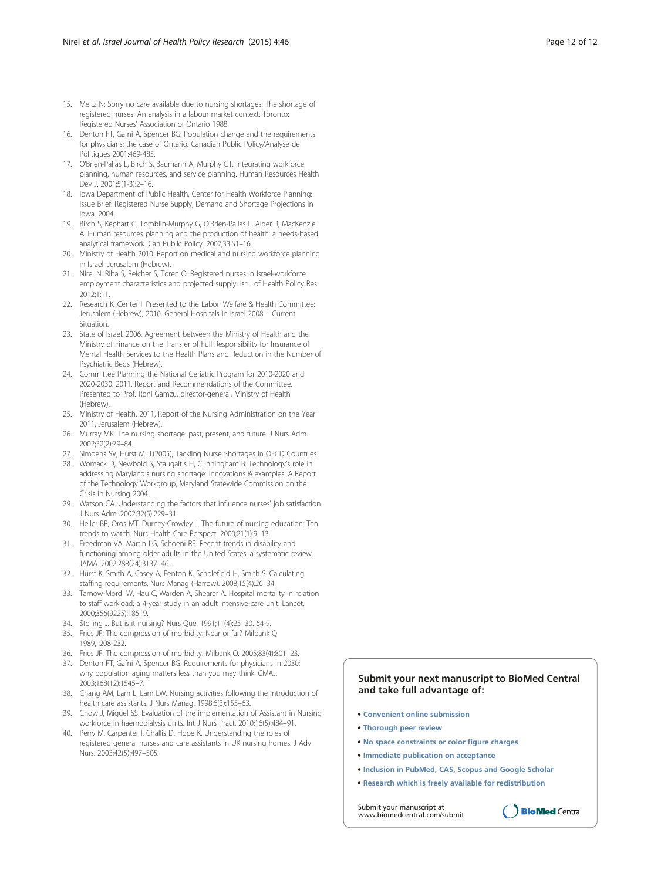15. Meltz N: Sorry no care available due to nursing shortages. The shortage of registered nurses: An analysis in a labour market context. Toronto: Registered Nurses' Association of Ontario 1988.
16. Denton FT, Gafni A, Spencer BG: Population change and the requirements for physicians: the case of Ontario. Canadian Public Policy/Analyse de Politiques 2001:469-485.
17. O'Brien-Pallas L, Birch S, Baumann A, Murphy GT. Integrating workforce planning, human resources, and service planning. Human Resources Health Dev J. 2001;5(1-3):2–16.
18. Iowa Department of Public Health, Center for Health Workforce Planning: Issue Brief: Registered Nurse Supply, Demand and Shortage Projections in Iowa. 2004.
19. Birch S, Kephart G, Tomblin-Murphy G, O'Brien-Pallas L, Alder R, MacKenzie A. Human resources planning and the production of health: a needs-based analytical framework. Can Public Policy. 2007;33:S1–16.
20. Ministry of Health 2010. Report on medical and nursing workforce planning in Israel. Jerusalem (Hebrew).
21. Nirel N, Riba S, Reicher S, Toren O. Registered nurses in Israel-workforce employment characteristics and projected supply. Isr J of Health Policy Res. 2012;1:11.
22. Research K, Center I. Presented to the Labor. Welfare & Health Committee: Jerusalem (Hebrew); 2010. General Hospitals in Israel 2008 – Current Situation.
23. State of Israel. 2006. Agreement between the Ministry of Health and the Ministry of Finance on the Transfer of Full Responsibility for Insurance of Mental Health Services to the Health Plans and Reduction in the Number of Psychiatric Beds (Hebrew).
24. Committee Planning the National Geriatric Program for 2010-2020 and 2020-2030. 2011. Report and Recommendations of the Committee. Presented to Prof. Roni Gamzu, director-general, Ministry of Health (Hebrew).
25. Ministry of Health, 2011, Report of the Nursing Administration on the Year 2011, Jerusalem (Hebrew).
26. Murray MK. The nursing shortage: past, present, and future. J Nurs Adm. 2002;32(2):79–84.
27. Simoens SV, Hurst M: J.(2005), Tackling Nurse Shortages in OECD Countries
28. Womack D, Newbold S, Staugaitis H, Cunningham B: Technology's role in addressing Maryland's nursing shortage: Innovations & examples. A Report of the Technology Workgroup, Maryland Statewide Commission on the Crisis in Nursing 2004.
29. Watson CA. Understanding the factors that influence nurses' job satisfaction. J Nurs Adm. 2002;32(5):229–31.
30. Heller BR, Oros MT, Durney-Crowley J. The future of nursing education: Ten trends to watch. Nurs Health Care Perspect. 2000;21(1):9–13.
31. Freedman VA, Martin LG, Schoeni RF. Recent trends in disability and functioning among older adults in the United States: a systematic review. JAMA. 2002;288(24):3137–46.
32. Hurst K, Smith A, Casey A, Fenton K, Scholefield H, Smith S. Calculating staffing requirements. Nurs Manag (Harrow). 2008;15(4):26–34.
33. Tarnow-Mordi W, Hau C, Warden A, Shearer A. Hospital mortality in relation to staff workload: a 4-year study in an adult intensive-care unit. Lancet. 2000;356(9225):185–9.
34. Stelling J. But is it nursing? Nurs Que. 1991;11(4):25–30. 64-9.
35. Fries JF: The compression of morbidity: Near or far? Milbank Q 1989, :208-232.
36. Fries JF. The compression of morbidity. Milbank Q. 2005;83(4):801–23.
37. Denton FT, Gafni A, Spencer BG. Requirements for physicians in 2030: why population aging matters less than you may think. CMAJ. 2003;168(12):1545–7.
38. Chang AM, Lam L, Lam LW. Nursing activities following the introduction of health care assistants. J Nurs Manag. 1998;6(3):155–63.
39. Chow J, Miguel SS. Evaluation of the implementation of Assistant in Nursing workforce in haemodialysis units. Int J Nurs Pract. 2010;16(5):484–91.
40. Perry M, Carpenter I, Challis D, Hope K. Understanding the roles of registered general nurses and care assistants in UK nursing homes. J Adv Nurs. 2003;42(5):497–505.

**Submit your next manuscript to BioMed Central and take full advantage of:**

- **Convenient online submission**
- **Thorough peer review**
- **No space constraints or color figure charges**
- **Immediate publication on acceptance**
- **Inclusion in PubMed, CAS, Scopus and Google Scholar**
- **Research which is freely available for redistribution**

Submit your manuscript at
www.biomedcentral.com/submit

BioMed Central